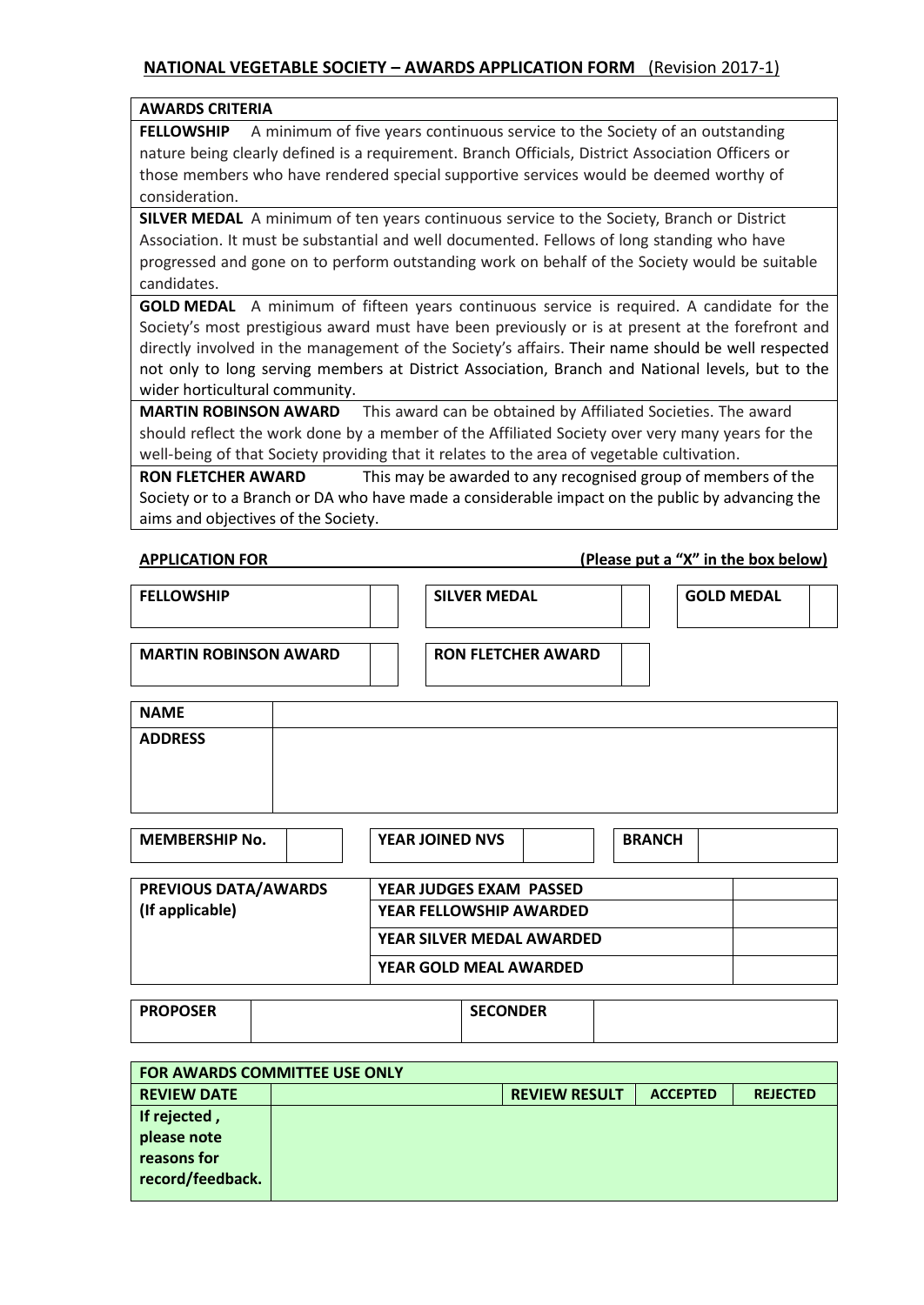## NATIONAL VEGETABLE SOCIETY – AWARDS APPLICATION FORM (Revision 2017-1)

| AWARDS CRITERIA |
|---|
| **FELLOWSHIP** A minimum of five years continuous service to the Society of an outstanding nature being clearly defined is a requirement. Branch Officials, District Association Officers or those members who have rendered special supportive services would be deemed worthy of consideration. |
| **SILVER MEDAL** A minimum of ten years continuous service to the Society, Branch or District Association. It must be substantial and well documented. Fellows of long standing who have progressed and gone on to perform outstanding work on behalf of the Society would be suitable candidates. |
| **GOLD MEDAL** A minimum of fifteen years continuous service is required. A candidate for the Society's most prestigious award must have been previously or is at present at the forefront and directly involved in the management of the Society's affairs. Their name should be well respected not only to long serving members at District Association, Branch and National levels, but to the wider horticultural community. |
| **MARTIN ROBINSON AWARD** This award can be obtained by Affiliated Societies. The award should reflect the work done by a member of the Affiliated Society over very many years for the well-being of that Society providing that it relates to the area of vegetable cultivation. |
| **RON FLETCHER AWARD** This may be awarded to any recognised group of members of the Society or to a Branch or DA who have made a considerable impact on the public by advancing the aims and objectives of the Society. |

**APPLICATION FOR** **(Please put a "X" in the box below)**

| FELLOWSHIP | | SILVER MEDAL | | GOLD MEDAL | |
|---|---|---|---|---|---|
| MARTIN ROBINSON AWARD | | RON FLETCHER AWARD | | | |

| NAME | |
|---|---|
| ADDRESS | |

| MEMBERSHIP No. | | YEAR JOINED NVS | | BRANCH | |
|---|---|---|---|---|---|

| PREVIOUS DATA/AWARDS (If applicable) | YEAR JUDGES EXAM PASSED | |
|---|---|---|
| | YEAR FELLOWSHIP AWARDED | |
| | YEAR SILVER MEDAL AWARDED | |
| | YEAR GOLD MEAL AWARDED | |

| PROPOSER | | SECONDER | |
|---|---|---|---|

| FOR AWARDS COMMITTEE USE ONLY | | | | |
|---|---|---|---|---|
| REVIEW DATE | | REVIEW RESULT | ACCEPTED | REJECTED |
| If rejected , please note reasons for record/feedback. | | | | |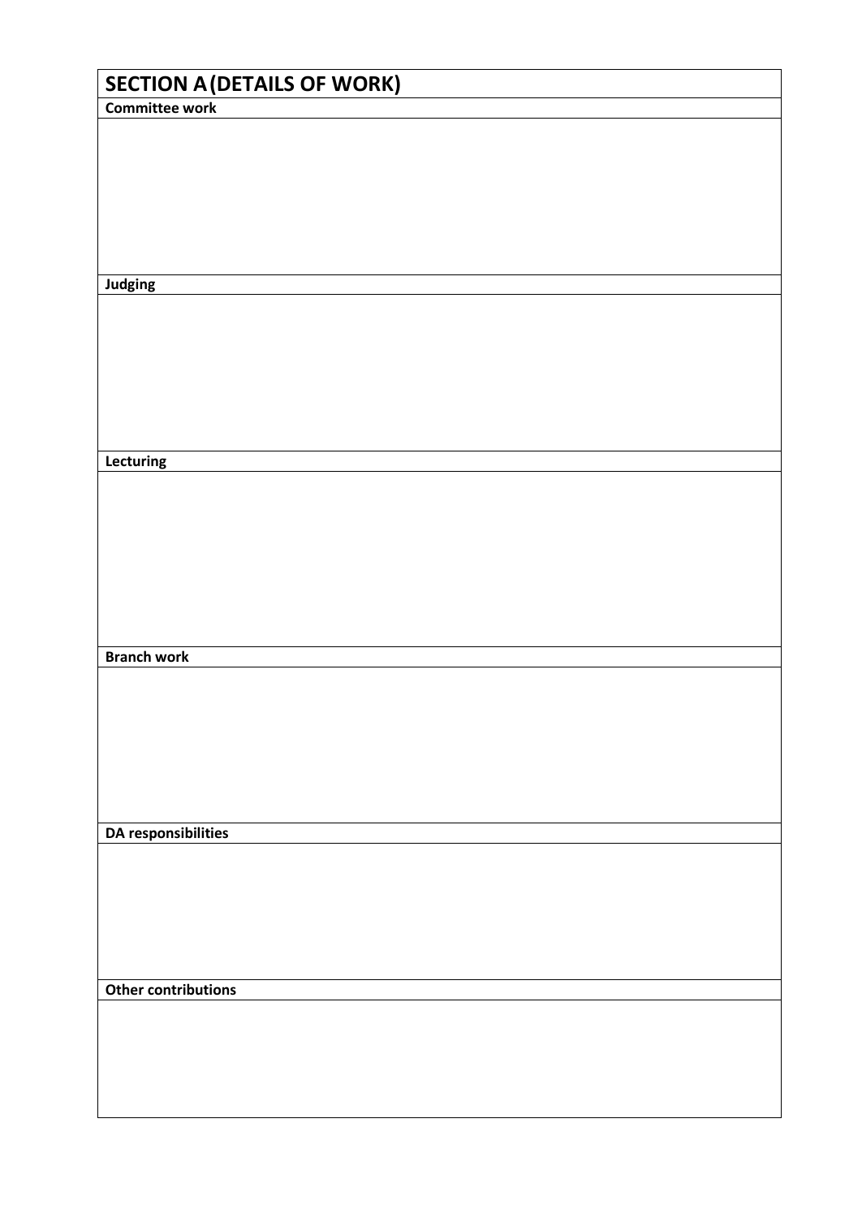## SECTION A (DETAILS OF WORK)

**Committee work**

**Judging**

**Lecturing**

**Branch work**

**DA responsibilities**

**Other contributions**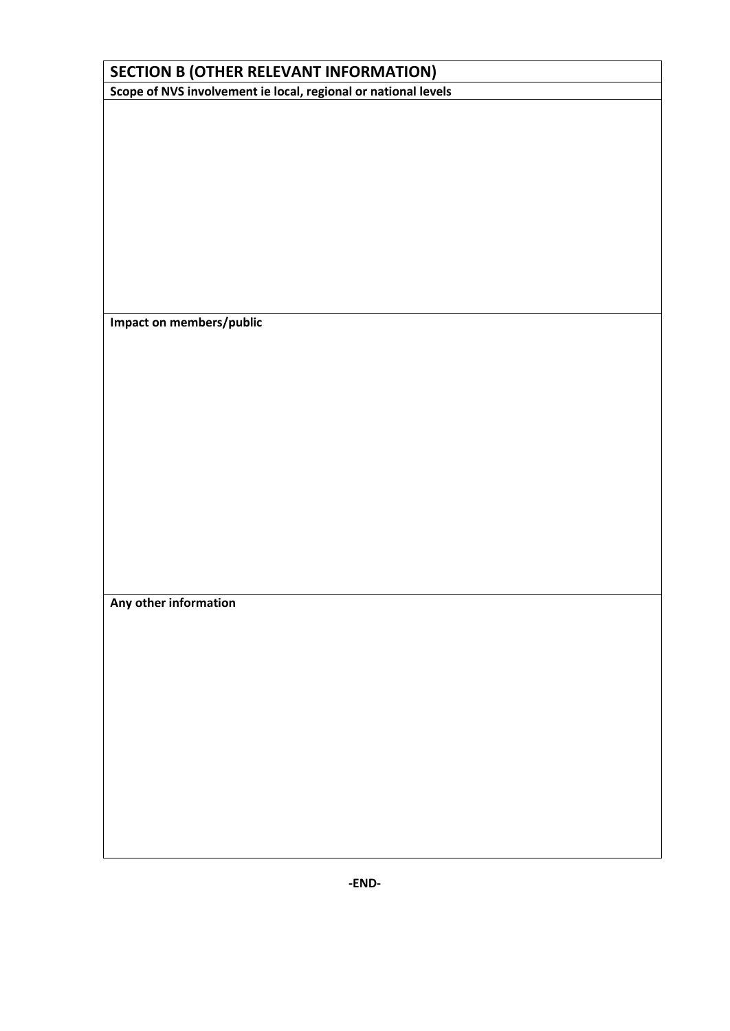## SECTION B (OTHER RELEVANT INFORMATION)

**Scope of NVS involvement ie local, regional or national levels**

**Impact on members/public**

**Any other information**

**-END-**